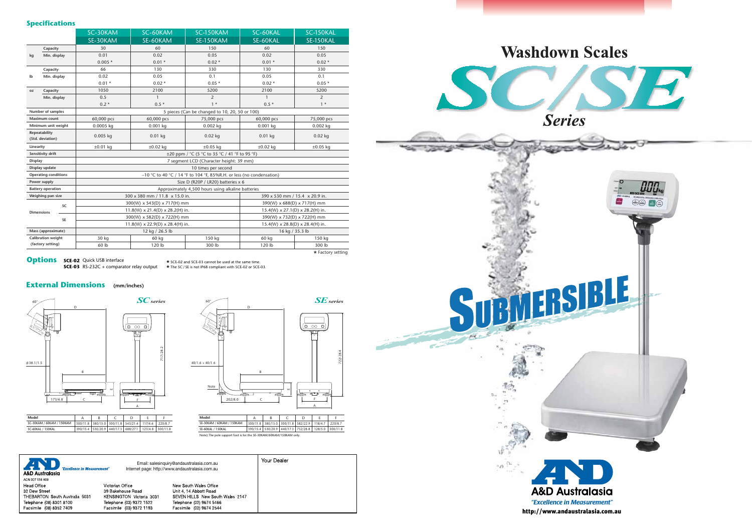## Specifications

| | | SC-30KAM SE-30KAM | SC-60KAM SE-60KAM | SC-150KAM SE-150KAM | SC-60KAL SE-60KAL | SC-150KAL SE-150KAL |
|---|---|---|---|---|---|---|
| kg | Capacity | 30 | 60 | 150 | 60 | 150 |
| | Min. display | 0.01 | 0.02 | 0.05 | 0.02 | 0.05 |
| | | 0.005 * | 0.01 * | 0.02 * | 0.01 * | 0.02 * |
| lb | Capacity | 66 | 130 | 330 | 130 | 330 |
| | Min. display | 0.02 | 0.05 | 0.1 | 0.05 | 0.1 |
| | | 0.01 * | 0.02 * | 0.05 * | 0.02 * | 0.05 * |
| oz | Capacity | 1050 | 2100 | 5200 | 2100 | 5200 |
| | Min. display | 0.5 | 1 | 2 | 1 | 2 |
| | | 0.2 * | 0.5 * | 1 * | 0.5 * | 1 * |
| Number of samples | | 5 pieces (Can be changed to 10, 20, 50 or 100) | | | | |
| Maximum count | | 60,000 pcs | 60,000 pcs | 75,000 pcs | 60,000 pcs | 75,000 pcs |
| Minimum unit weight | | 0.0005 kg | 0.001 kg | 0.002 kg | 0.001 kg | 0.002 kg |
| Repeatability (Std. deviation) | | 0.005 kg | 0.01 kg | 0.02 kg | 0.01 kg | 0.02 kg |
| Linearity | | ±0.01 kg | ±0.02 kg | ±0.05 kg | ±0.02 kg | ±0.05 kg |
| Sensitivity drift | | ±20 ppm / °C (5 °C to 35 °C / 41 °F to 95 °F) | | | | |
| Display | | 7 segment LCD (Character height: 39 mm) | | | | |
| Display update | | 10 times per second | | | | |
| Operating conditions | | –10 °C to 40 °C / 14 °F to 104 °F, 85%R.H. or less (no condensation) | | | | |
| Power supply | | Size D (R20P / LR20) batteries x 6 | | | | |
| Battery operation | | Approximately 4,500 hours using alkaline batteries | | | | |
| Weighing pan size | | 300 x 380 mm / 11.8 x 15.0 in. | | | 390 x 530 mm / 15.4 x 20.9 in. | |
| Dimensions | SC | 300(W) x 543(D) x 717(H) mm | | | 390(W) x 688(D) x 717(H) mm | |
| | | 11.8(W) x 21.4(D) x 28.2(H) in. | | | 15.4(W) x 27.1(D) x 28.2(H) in. | |
| | SE | 300(W) x 582(D) x 722(H) mm | | | 390(W) x 732(D) x 722(H) mm | |
| | | 11.8(W) x 22.9(D) x 28.4(H) in. | | | 15.4(W) x 28.8(D) x 28.4(H) in. | |
| Mass (approximate) | | 12 kg / 26.5 lb | | | 16 kg / 35.3 lb | |
| Calibration weight (factory setting) | | 30 kg | 60 kg | 150 kg | 60 kg | 150 kg |
| | | 60 lb | 120 lb | 300 lb | 120 lb | 300 lb |

* Factory setting

## Options

**SCE-02** Quick USB interface
**SCE-03** RS-232C + comparator relay output

* SCE-02 and SCE-03 cannot be used at the same time.
* The SC / SE is not IP68 compliant with SCE-02 or SCE-03.

## External Dimensions (mm/inches)

### SC series

| Model | A | B | C | D | E | F |
|---|---|---|---|---|---|---|
| SC-30KAM / 60KAM / 150KAM | 300/11.8 | 380/15.0 | 300/11.8 | 543/21.4 | 117/4.6 | 220/8.7 |
| SC-60KAL / 150KAL | 390/15.4 | 530/20.9 | 440/17.3 | 688/27.1 | 123/4.8 | 300/11.8 |

### SE series

| Model | A | B | C | D | E | F |
|---|---|---|---|---|---|---|
| SE-30KAM / 60KAM / 150KAM | 300/11.8 | 380/15.0 | 300/11.8 | 582/22.9 | 118/4.7 | 220/8.7 |
| SE-60KAL / 150KAL | 390/15.4 | 530/20.9 | 440/17.3 | 732/28.8 | 128/5.0 | 300/11.8 |

Note) The pole support foot is for the SE-30KAM/60KAM/150KAM only.

A&D Australasia "Excellence in Measurement"
ACN 007 556 809

Email: salesinquiry@andaustralasia.com.au
Internet page: http://www.andaustralasia.com.au

Head Office
32 Dew Street
THEBARTON South Australia 5031
Telephone (08) 8301 8100
Facsimile (08) 8352 7409

Victorian Office
39 Bakehouse Road
KENSINGTON Victoria 3031
Telephone (03) 9372 1522
Facsimile (03) 9372 1193

New South Wales Office
Unit 4, 14 Abbott Road
SEVEN HILLS New South Wales 2147
Telephone (02) 9674 5466
Facsimile (02) 9674 2544

Your Dealer

# Washdown Scales

# SC/SE Series

SUBMERSIBLE

A&D Australasia
*"Excellence in Measurement"*
http://www.andaustralasia.com.au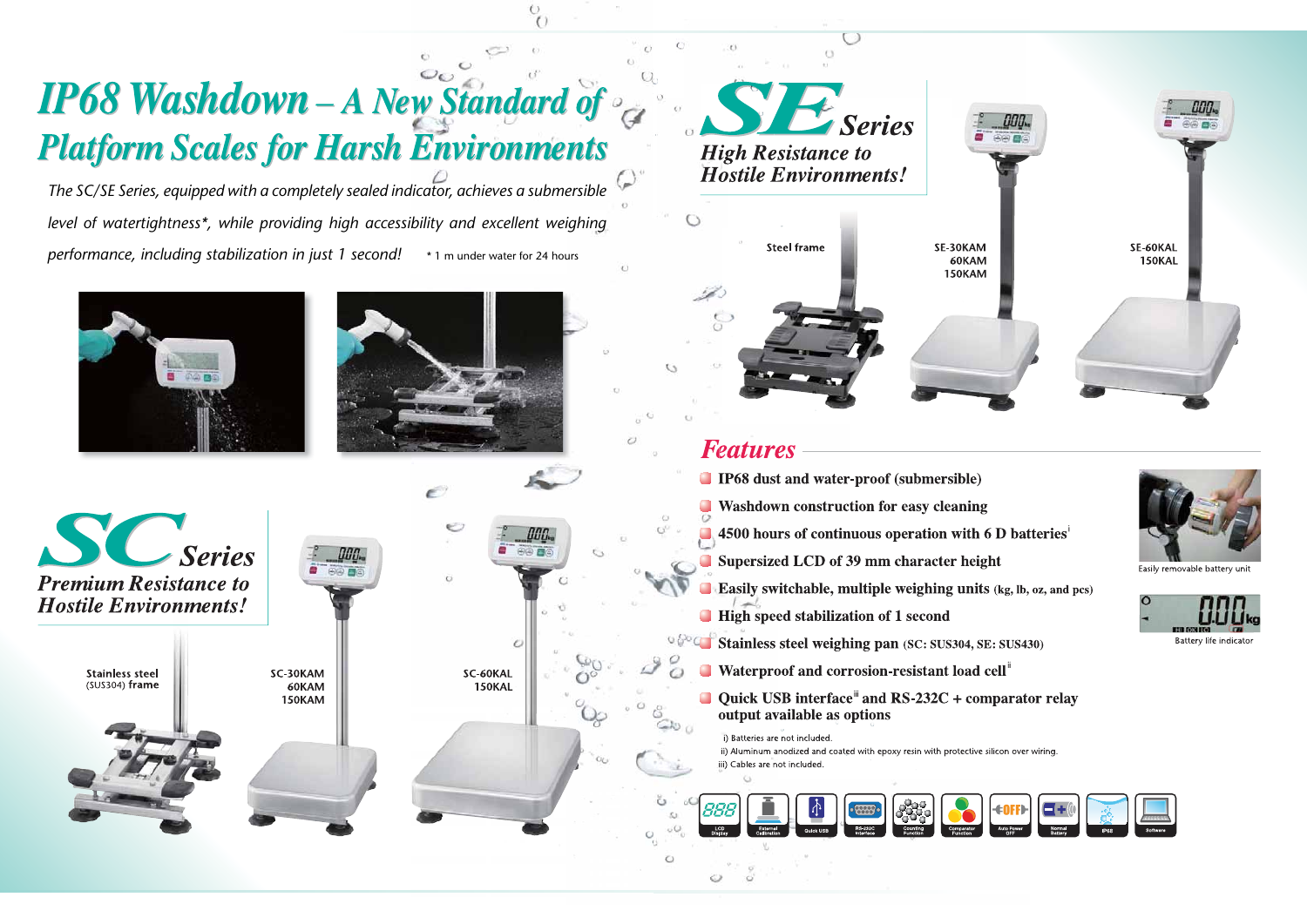# IP68 Washdown – A New Standard of Platform Scales for Harsh Environments

*The SC/SE Series, equipped with a completely sealed indicator, achieves a submersible level of watertightness\*, while providing high accessibility and excellent weighing performance, including stabilization in just 1 second!*

\* 1 m under water for 24 hours

## SC Series

***Premium Resistance to Hostile Environments!***

Stainless steel (SUS304) frame

SC-30KAM
60KAM
150KAM

SC-60KAL
150KAL

## SE Series

***High Resistance to Hostile Environments!***

Steel frame

SE-30KAM
60KAM
150KAM

SE-60KAL
150KAL

## Features

- **IP68 dust and water-proof (submersible)**
- **Washdown construction for easy cleaning**
- **4500 hours of continuous operation with 6 D batteries**[i]
- **Supersized LCD of 39 mm character height**
- **Easily switchable, multiple weighing units** (kg, lb, oz, and pcs)
- **High speed stabilization of 1 second**
- **Stainless steel weighing pan** (SC: SUS304, SE: SUS430)
- **Waterproof and corrosion-resistant load cell**[ii]
- **Quick USB interface**[iii] **and RS-232C + comparator relay output available as options**

i) Batteries are not included.
ii) Aluminum anodized and coated with epoxy resin with protective silicon over wiring.
iii) Cables are not included.

Easily removable battery unit

Battery life indicator

LCD Display | External Calibration | Quick USB | RS-232C Interface | Counting Function | Comparator Function | Auto Power OFF | Normal Battery | IP68 | Software